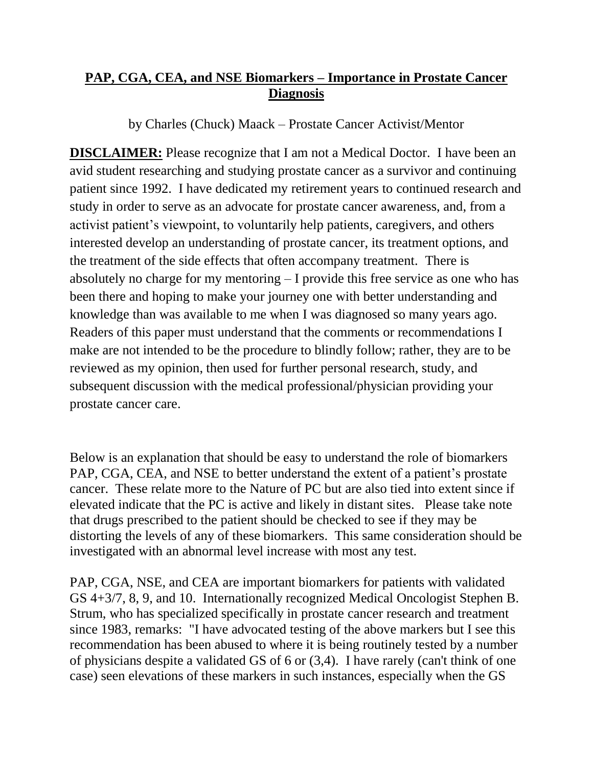# **PAP, CGA, CEA, and NSE Biomarkers – Importance in Prostate Cancer Diagnosis**

by Charles (Chuck) Maack – Prostate Cancer Activist/Mentor

**DISCLAIMER:** Please recognize that I am not a Medical Doctor. I have been an avid student researching and studying prostate cancer as a survivor and continuing patient since 1992. I have dedicated my retirement years to continued research and study in order to serve as an advocate for prostate cancer awareness, and, from a activist patient's viewpoint, to voluntarily help patients, caregivers, and others interested develop an understanding of prostate cancer, its treatment options, and the treatment of the side effects that often accompany treatment. There is absolutely no charge for my mentoring – I provide this free service as one who has been there and hoping to make your journey one with better understanding and knowledge than was available to me when I was diagnosed so many years ago. Readers of this paper must understand that the comments or recommendations I make are not intended to be the procedure to blindly follow; rather, they are to be reviewed as my opinion, then used for further personal research, study, and subsequent discussion with the medical professional/physician providing your prostate cancer care.

Below is an explanation that should be easy to understand the role of biomarkers PAP, CGA, CEA, and NSE to better understand the extent of a patient's prostate cancer. These relate more to the Nature of PC but are also tied into extent since if elevated indicate that the PC is active and likely in distant sites. Please take note that drugs prescribed to the patient should be checked to see if they may be distorting the levels of any of these biomarkers. This same consideration should be investigated with an abnormal level increase with most any test.

PAP, CGA, NSE, and CEA are important biomarkers for patients with validated GS 4+3/7, 8, 9, and 10. Internationally recognized Medical Oncologist Stephen B. Strum, who has specialized specifically in prostate cancer research and treatment since 1983, remarks: "I have advocated testing of the above markers but I see this recommendation has been abused to where it is being routinely tested by a number of physicians despite a validated GS of 6 or (3,4). I have rarely (can't think of one case) seen elevations of these markers in such instances, especially when the GS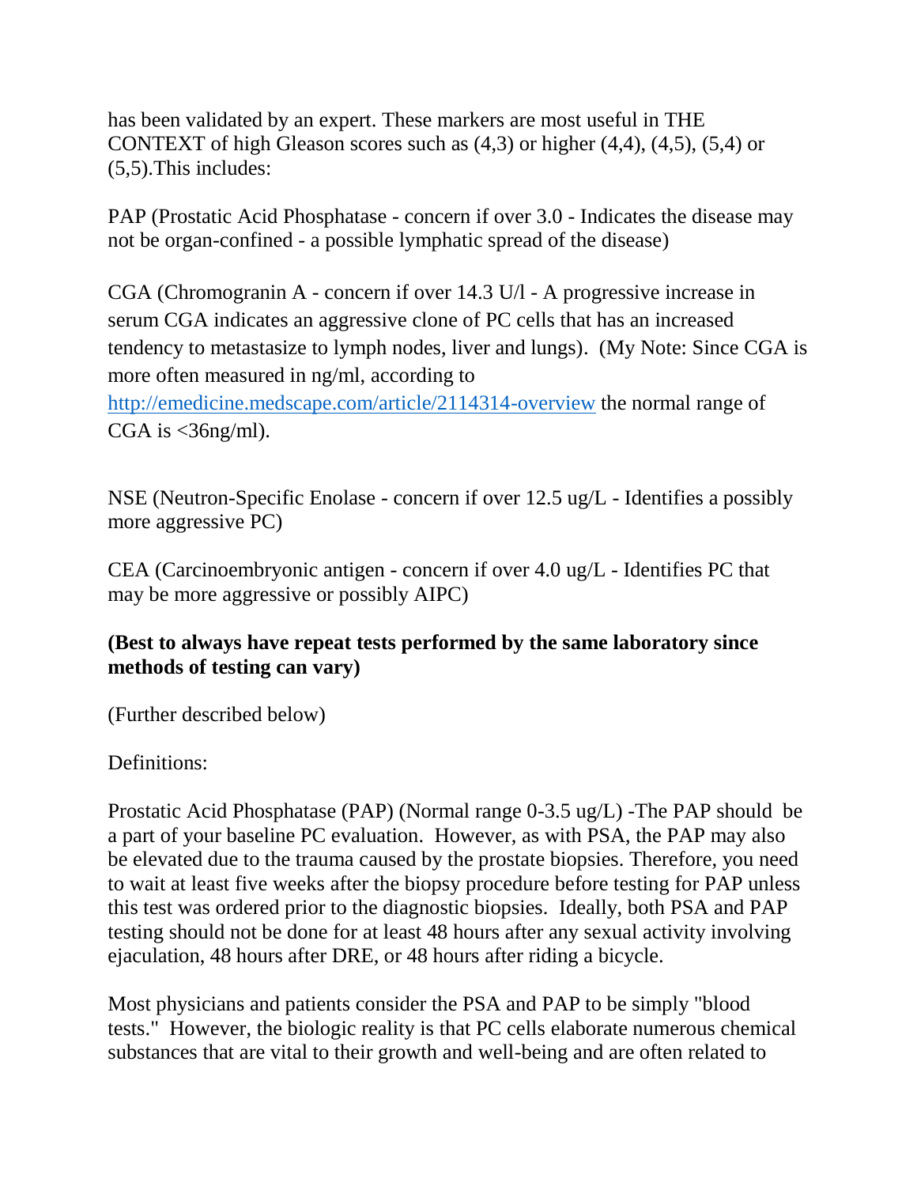has been validated by an expert. These markers are most useful in THE CONTEXT of high Gleason scores such as (4,3) or higher (4,4), (4,5), (5,4) or (5,5).This includes:

PAP (Prostatic Acid Phosphatase - concern if over 3.0 - Indicates the disease may not be organ-confined - a possible lymphatic spread of the disease)

CGA (Chromogranin A - concern if over 14.3 U/l - A progressive increase in serum CGA indicates an aggressive clone of PC cells that has an increased tendency to metastasize to lymph nodes, liver and lungs). (My Note: Since CGA is more often measured in ng/ml, according to [http://emedicine.medscape.com/article/2114314-overview](http://emedicine.medscape.com/article/2114314-overview) the normal range of CGA is <36ng/ml).

NSE (Neutron-Specific Enolase - concern if over 12.5 ug/L - Identifies a possibly more aggressive PC)

CEA (Carcinoembryonic antigen - concern if over 4.0 ug/L - Identifies PC that may be more aggressive or possibly AIPC)

**(Best to always have repeat tests performed by the same laboratory since methods of testing can vary)**

(Further described below)

Definitions:

Prostatic Acid Phosphatase (PAP) (Normal range 0-3.5 ug/L) -The PAP should be a part of your baseline PC evaluation. However, as with PSA, the PAP may also be elevated due to the trauma caused by the prostate biopsies. Therefore, you need to wait at least five weeks after the biopsy procedure before testing for PAP unless this test was ordered prior to the diagnostic biopsies. Ideally, both PSA and PAP testing should not be done for at least 48 hours after any sexual activity involving ejaculation, 48 hours after DRE, or 48 hours after riding a bicycle.

Most physicians and patients consider the PSA and PAP to be simply "blood tests." However, the biologic reality is that PC cells elaborate numerous chemical substances that are vital to their growth and well-being and are often related to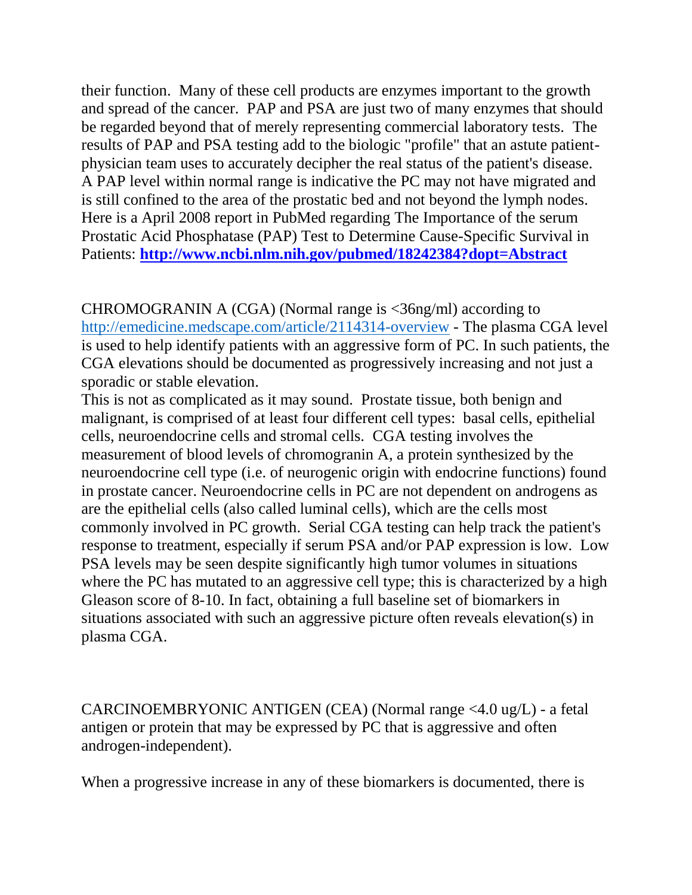their function. Many of these cell products are enzymes important to the growth and spread of the cancer. PAP and PSA are just two of many enzymes that should be regarded beyond that of merely representing commercial laboratory tests. The results of PAP and PSA testing add to the biologic "profile" that an astute patient-physician team uses to accurately decipher the real status of the patient's disease. A PAP level within normal range is indicative the PC may not have migrated and is still confined to the area of the prostatic bed and not beyond the lymph nodes. Here is a April 2008 report in PubMed regarding The Importance of the serum Prostatic Acid Phosphatase (PAP) Test to Determine Cause-Specific Survival in Patients: **[http://www.ncbi.nlm.nih.gov/pubmed/18242384?dopt=Abstract](http://www.ncbi.nlm.nih.gov/pubmed/18242384?dopt=Abstract)**

CHROMOGRANIN A (CGA) (Normal range is <36ng/ml) according to [http://emedicine.medscape.com/article/2114314-overview](http://emedicine.medscape.com/article/2114314-overview) - The plasma CGA level is used to help identify patients with an aggressive form of PC. In such patients, the CGA elevations should be documented as progressively increasing and not just a sporadic or stable elevation.

This is not as complicated as it may sound. Prostate tissue, both benign and malignant, is comprised of at least four different cell types: basal cells, epithelial cells, neuroendocrine cells and stromal cells. CGA testing involves the measurement of blood levels of chromogranin A, a protein synthesized by the neuroendocrine cell type (i.e. of neurogenic origin with endocrine functions) found in prostate cancer. Neuroendocrine cells in PC are not dependent on androgens as are the epithelial cells (also called luminal cells), which are the cells most commonly involved in PC growth. Serial CGA testing can help track the patient's response to treatment, especially if serum PSA and/or PAP expression is low. Low PSA levels may be seen despite significantly high tumor volumes in situations where the PC has mutated to an aggressive cell type; this is characterized by a high Gleason score of 8-10. In fact, obtaining a full baseline set of biomarkers in situations associated with such an aggressive picture often reveals elevation(s) in plasma CGA.

CARCINOEMBRYONIC ANTIGEN (CEA) (Normal range <4.0 ug/L) - a fetal antigen or protein that may be expressed by PC that is aggressive and often androgen-independent).

When a progressive increase in any of these biomarkers is documented, there is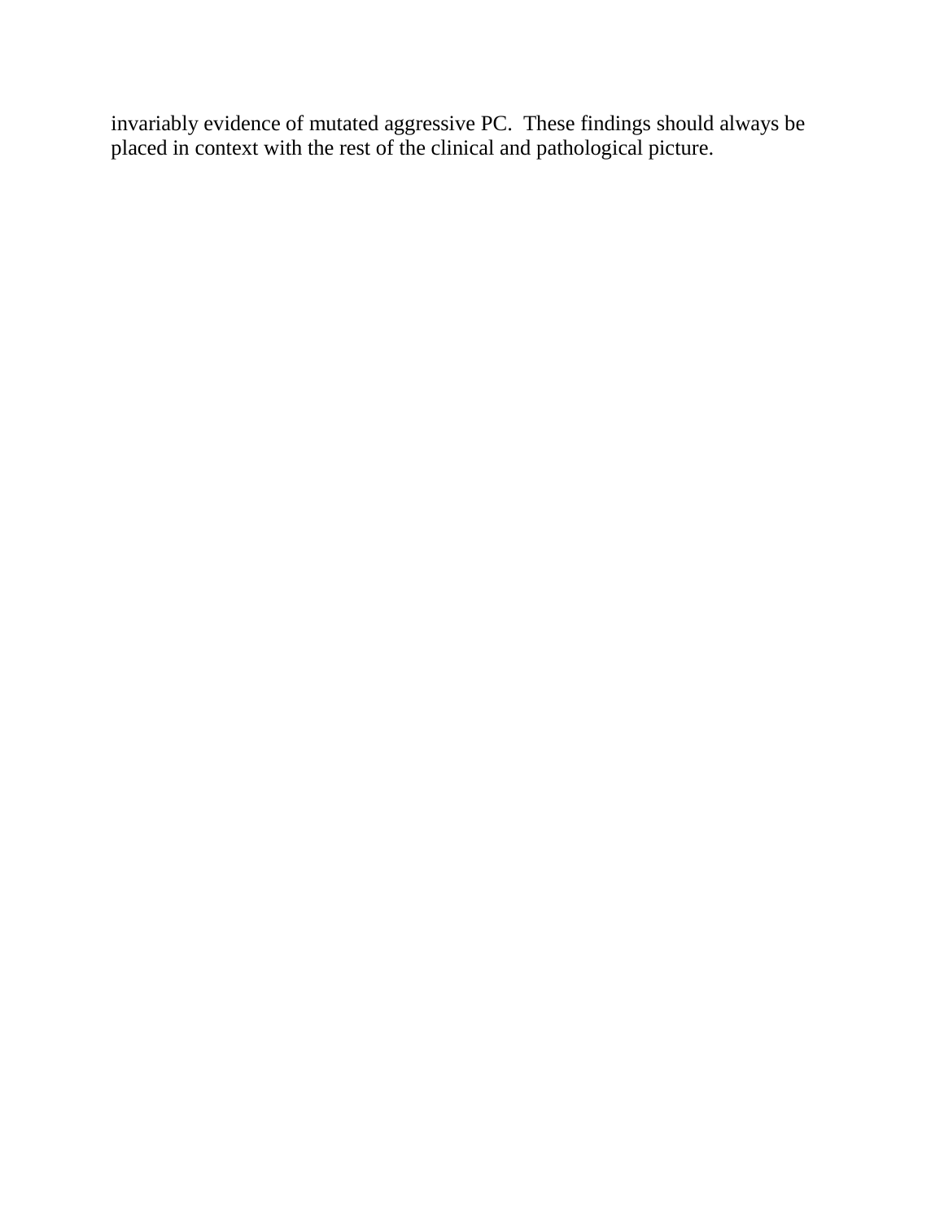invariably evidence of mutated aggressive PC.  These findings should always be placed in context with the rest of the clinical and pathological picture.